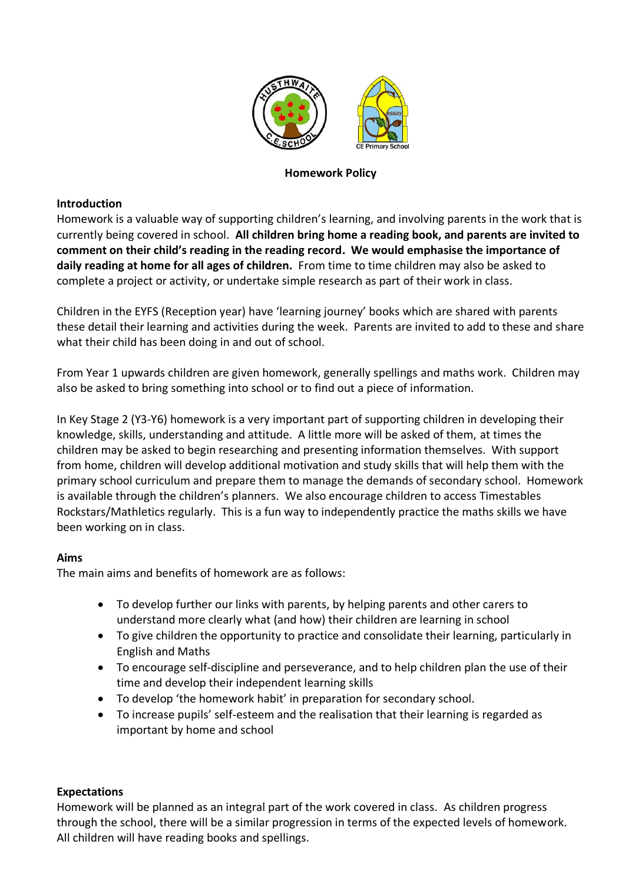# Homework Policy

## Introduction

Homework is a valuable way of supporting children's learning, and involving parents in the work that is currently being covered in school. **All children bring home a reading book, and parents are invited to comment on their child's reading in the reading record. We would emphasise the importance of daily reading at home for all ages of children.** From time to time children may also be asked to complete a project or activity, or undertake simple research as part of their work in class.

Children in the EYFS (Reception year) have 'learning journey' books which are shared with parents these detail their learning and activities during the week. Parents are invited to add to these and share what their child has been doing in and out of school.

From Year 1 upwards children are given homework, generally spellings and maths work. Children may also be asked to bring something into school or to find out a piece of information.

In Key Stage 2 (Y3-Y6) homework is a very important part of supporting children in developing their knowledge, skills, understanding and attitude. A little more will be asked of them, at times the children may be asked to begin researching and presenting information themselves. With support from home, children will develop additional motivation and study skills that will help them with the primary school curriculum and prepare them to manage the demands of secondary school. Homework is available through the children's planners. We also encourage children to access Timestables Rockstars/Mathletics regularly. This is a fun way to independently practice the maths skills we have been working on in class.

## Aims

The main aims and benefits of homework are as follows:

- To develop further our links with parents, by helping parents and other carers to understand more clearly what (and how) their children are learning in school
- To give children the opportunity to practice and consolidate their learning, particularly in English and Maths
- To encourage self-discipline and perseverance, and to help children plan the use of their time and develop their independent learning skills
- To develop 'the homework habit' in preparation for secondary school.
- To increase pupils' self-esteem and the realisation that their learning is regarded as important by home and school

## Expectations

Homework will be planned as an integral part of the work covered in class. As children progress through the school, there will be a similar progression in terms of the expected levels of homework. All children will have reading books and spellings.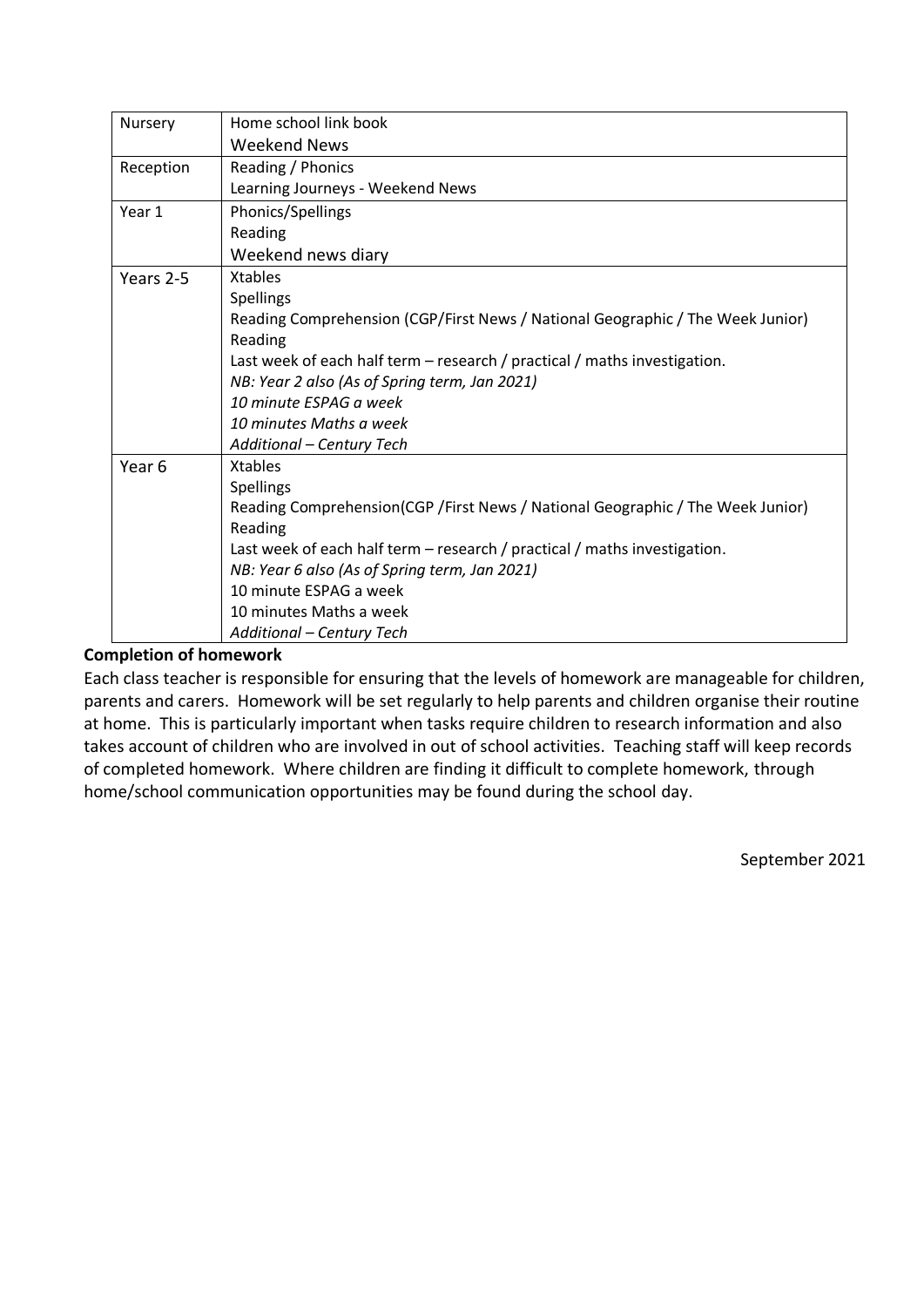| | |
|---|---|
| Nursery | Home school link book<br>Weekend News |
| Reception | Reading / Phonics<br>Learning Journeys - Weekend News |
| Year 1 | Phonics/Spellings<br>Reading<br>Weekend news diary |
| Years 2-5 | Xtables<br>Spellings<br>Reading Comprehension (CGP/First News / National Geographic / The Week Junior)<br>Reading<br>Last week of each half term – research / practical / maths investigation.<br>*NB: Year 2 also (As of Spring term, Jan 2021)*<br>*10 minute ESPAG a week*<br>*10 minutes Maths a week*<br>*Additional – Century Tech* |
| Year 6 | Xtables<br>Spellings<br>Reading Comprehension(CGP /First News / National Geographic / The Week Junior)<br>Reading<br>Last week of each half term – research / practical / maths investigation.<br>*NB: Year 6 also (As of Spring term, Jan 2021)*<br>10 minute ESPAG a week<br>10 minutes Maths a week<br>*Additional – Century Tech* |

**Completion of homework**

Each class teacher is responsible for ensuring that the levels of homework are manageable for children, parents and carers. Homework will be set regularly to help parents and children organise their routine at home. This is particularly important when tasks require children to research information and also takes account of children who are involved in out of school activities. Teaching staff will keep records of completed homework. Where children are finding it difficult to complete homework, through home/school communication opportunities may be found during the school day.

September 2021